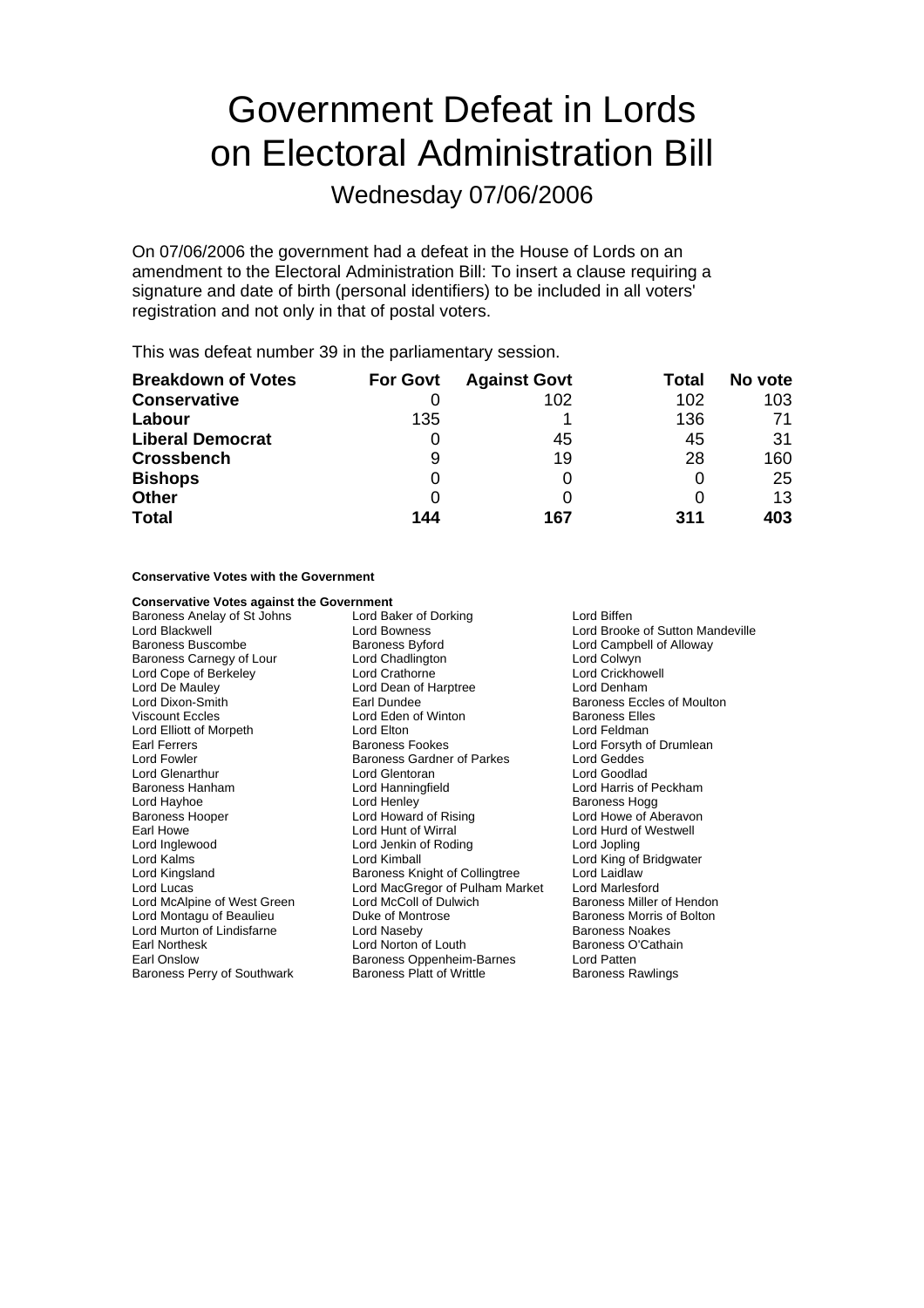# Government Defeat in Lords on Electoral Administration Bill

## Wednesday 07/06/2006

On 07/06/2006 the government had a defeat in the House of Lords on an amendment to the Electoral Administration Bill: To insert a clause requiring a signature and date of birth (personal identifiers) to be included in all voters' registration and not only in that of postal voters.

This was defeat number 39 in the parliamentary session.

| **Breakdown of Votes** | **For Govt** | **Against Govt** | **Total** | **No vote** |
|---|---|---|---|---|
| **Conservative** | 0 | 102 | 102 | 103 |
| **Labour** | 135 | 1 | 136 | 71 |
| **Liberal Democrat** | 0 | 45 | 45 | 31 |
| **Crossbench** | 9 | 19 | 28 | 160 |
| **Bishops** | 0 | 0 | 0 | 25 |
| **Other** | 0 | 0 | 0 | 13 |
| **Total** | **144** | **167** | **311** | **403** |

**Conservative Votes with the Government**

**Conservative Votes against the Government**

Baroness Anelay of St Johns
Lord Baker of Dorking
Lord Biffen
Lord Blackwell
Lord Bowness
Lord Brooke of Sutton Mandeville
Baroness Buscombe
Baroness Byford
Lord Campbell of Alloway
Baroness Carnegy of Lour
Lord Chadlington
Lord Colwyn
Lord Cope of Berkeley
Lord Crathorne
Lord Crickhowell
Lord De Mauley
Lord Dean of Harptree
Lord Denham
Lord Dixon-Smith
Earl Dundee
Baroness Eccles of Moulton
Viscount Eccles
Lord Eden of Winton
Baroness Elles
Lord Elliott of Morpeth
Lord Elton
Lord Feldman
Earl Ferrers
Baroness Fookes
Lord Forsyth of Drumlean
Lord Fowler
Baroness Gardner of Parkes
Lord Geddes
Lord Glenarthur
Lord Glentoran
Lord Goodlad
Baroness Hanham
Lord Hanningfield
Lord Harris of Peckham
Lord Hayhoe
Lord Henley
Baroness Hogg
Baroness Hooper
Lord Howard of Rising
Lord Howe of Aberavon
Earl Howe
Lord Hunt of Wirral
Lord Hurd of Westwell
Lord Inglewood
Lord Jenkin of Roding
Lord Jopling
Lord Kalms
Lord Kimball
Lord King of Bridgwater
Lord Kingsland
Baroness Knight of Collingtree
Lord Laidlaw
Lord Lucas
Lord MacGregor of Pulham Market
Lord Marlesford
Lord McAlpine of West Green
Lord McColl of Dulwich
Baroness Miller of Hendon
Lord Montagu of Beaulieu
Duke of Montrose
Baroness Morris of Bolton
Lord Murton of Lindisfarne
Lord Naseby
Baroness Noakes
Earl Northesk
Lord Norton of Louth
Baroness O'Cathain
Earl Onslow
Baroness Oppenheim-Barnes
Lord Patten
Baroness Perry of Southwark
Baroness Platt of Writtle
Baroness Rawlings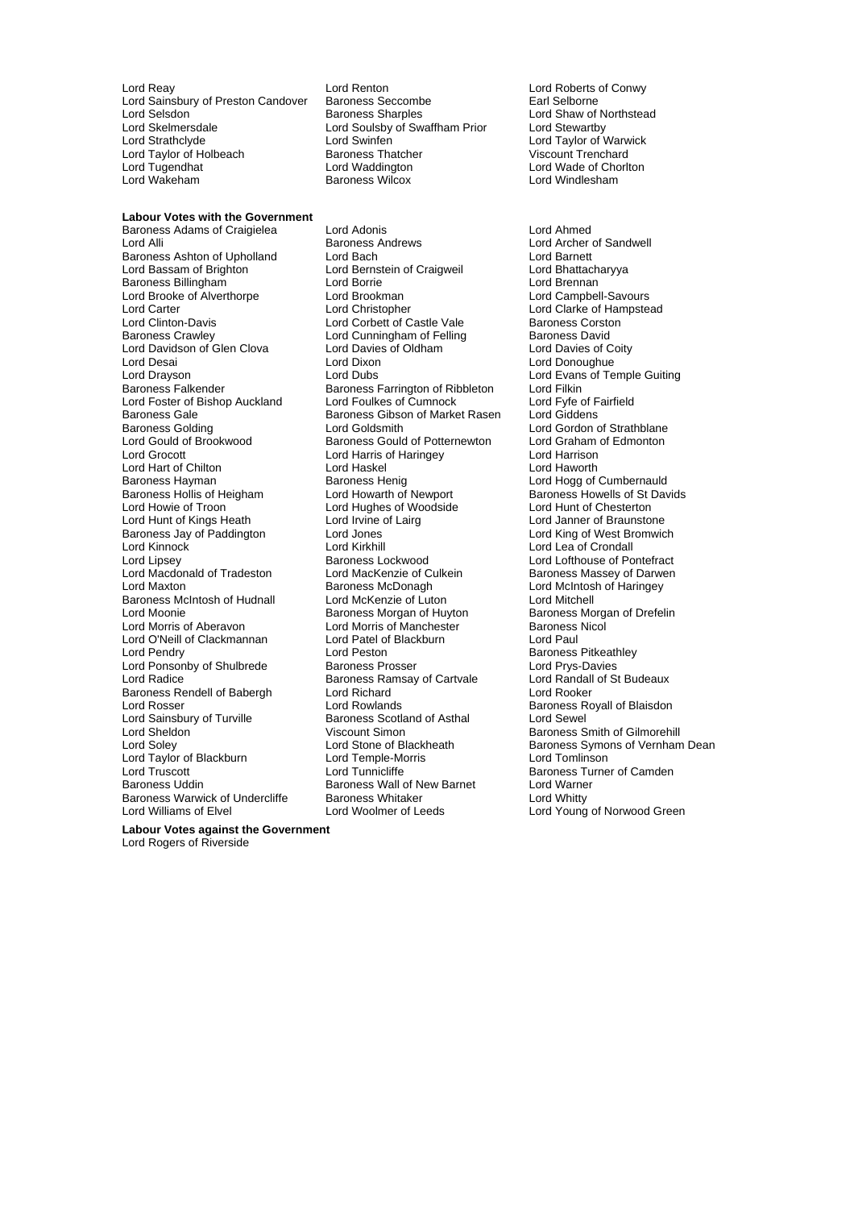Lord Reay
Lord Renton
Lord Roberts of Conwy
Lord Sainsbury of Preston Candover
Baroness Seccombe
Earl Selborne
Lord Selsdon
Baroness Sharples
Lord Shaw of Northstead
Lord Skelmersdale
Lord Soulsby of Swaffham Prior
Lord Stewartby
Lord Strathclyde
Lord Swinfen
Lord Taylor of Warwick
Lord Taylor of Holbeach
Baroness Thatcher
Viscount Trenchard
Lord Tugendhat
Lord Waddington
Lord Wade of Chorlton
Lord Wakeham
Baroness Wilcox
Lord Windlesham

**Labour Votes with the Government**

Baroness Adams of Craigielea
Lord Adonis
Lord Ahmed
Lord Alli
Baroness Andrews
Lord Archer of Sandwell
Baroness Ashton of Upholland
Lord Bach
Lord Barnett
Lord Bassam of Brighton
Lord Bernstein of Craigweil
Lord Bhattacharyya
Baroness Billingham
Lord Borrie
Lord Brennan
Lord Brooke of Alverthorpe
Lord Brookman
Lord Campbell-Savours
Lord Carter
Lord Christopher
Lord Clarke of Hampstead
Lord Clinton-Davis
Lord Corbett of Castle Vale
Baroness Corston
Baroness Crawley
Lord Cunningham of Felling
Baroness David
Lord Davidson of Glen Clova
Lord Davies of Oldham
Lord Davies of Coity
Lord Desai
Lord Dixon
Lord Donoughue
Lord Drayson
Lord Dubs
Lord Evans of Temple Guiting
Baroness Falkender
Baroness Farrington of Ribbleton
Lord Filkin
Lord Foster of Bishop Auckland
Lord Foulkes of Cumnock
Lord Fyfe of Fairfield
Baroness Gale
Baroness Gibson of Market Rasen
Lord Giddens
Baroness Golding
Lord Goldsmith
Lord Gordon of Strathblane
Lord Gould of Brookwood
Baroness Gould of Potternewton
Lord Graham of Edmonton
Lord Grocott
Lord Harris of Haringey
Lord Harrison
Lord Hart of Chilton
Lord Haskel
Lord Haworth
Baroness Hayman
Baroness Henig
Lord Hogg of Cumbernauld
Baroness Hollis of Heigham
Lord Howarth of Newport
Baroness Howells of St Davids
Lord Howie of Troon
Lord Hughes of Woodside
Lord Hunt of Chesterton
Lord Hunt of Kings Heath
Lord Irvine of Lairg
Lord Janner of Braunstone
Baroness Jay of Paddington
Lord Jones
Lord King of West Bromwich
Lord Kinnock
Lord Kirkhill
Lord Lea of Crondall
Lord Lipsey
Baroness Lockwood
Lord Lofthouse of Pontefract
Lord Macdonald of Tradeston
Lord MacKenzie of Culkein
Baroness Massey of Darwen
Lord Maxton
Baroness McDonagh
Lord McIntosh of Haringey
Baroness McIntosh of Hudnall
Lord McKenzie of Luton
Lord Mitchell
Lord Moonie
Baroness Morgan of Huyton
Baroness Morgan of Drefelin
Lord Morris of Aberavon
Lord Morris of Manchester
Baroness Nicol
Lord O'Neill of Clackmannan
Lord Patel of Blackburn
Lord Paul
Lord Pendry
Lord Peston
Baroness Pitkeathley
Lord Ponsonby of Shulbrede
Baroness Prosser
Lord Prys-Davies
Lord Radice
Baroness Ramsay of Cartvale
Lord Randall of St Budeaux
Baroness Rendell of Babergh
Lord Richard
Lord Rooker
Lord Rosser
Lord Rowlands
Baroness Royall of Blaisdon
Lord Sainsbury of Turville
Baroness Scotland of Asthal
Lord Sewel
Lord Sheldon
Viscount Simon
Baroness Smith of Gilmorehill
Lord Soley
Lord Stone of Blackheath
Baroness Symons of Vernham Dean
Lord Taylor of Blackburn
Lord Temple-Morris
Lord Tomlinson
Lord Truscott
Lord Tunnicliffe
Baroness Turner of Camden
Baroness Uddin
Baroness Wall of New Barnet
Lord Warner
Baroness Warwick of Undercliffe
Baroness Whitaker
Lord Whitty
Lord Williams of Elvel
Lord Woolmer of Leeds
Lord Young of Norwood Green

**Labour Votes against the Government**

Lord Rogers of Riverside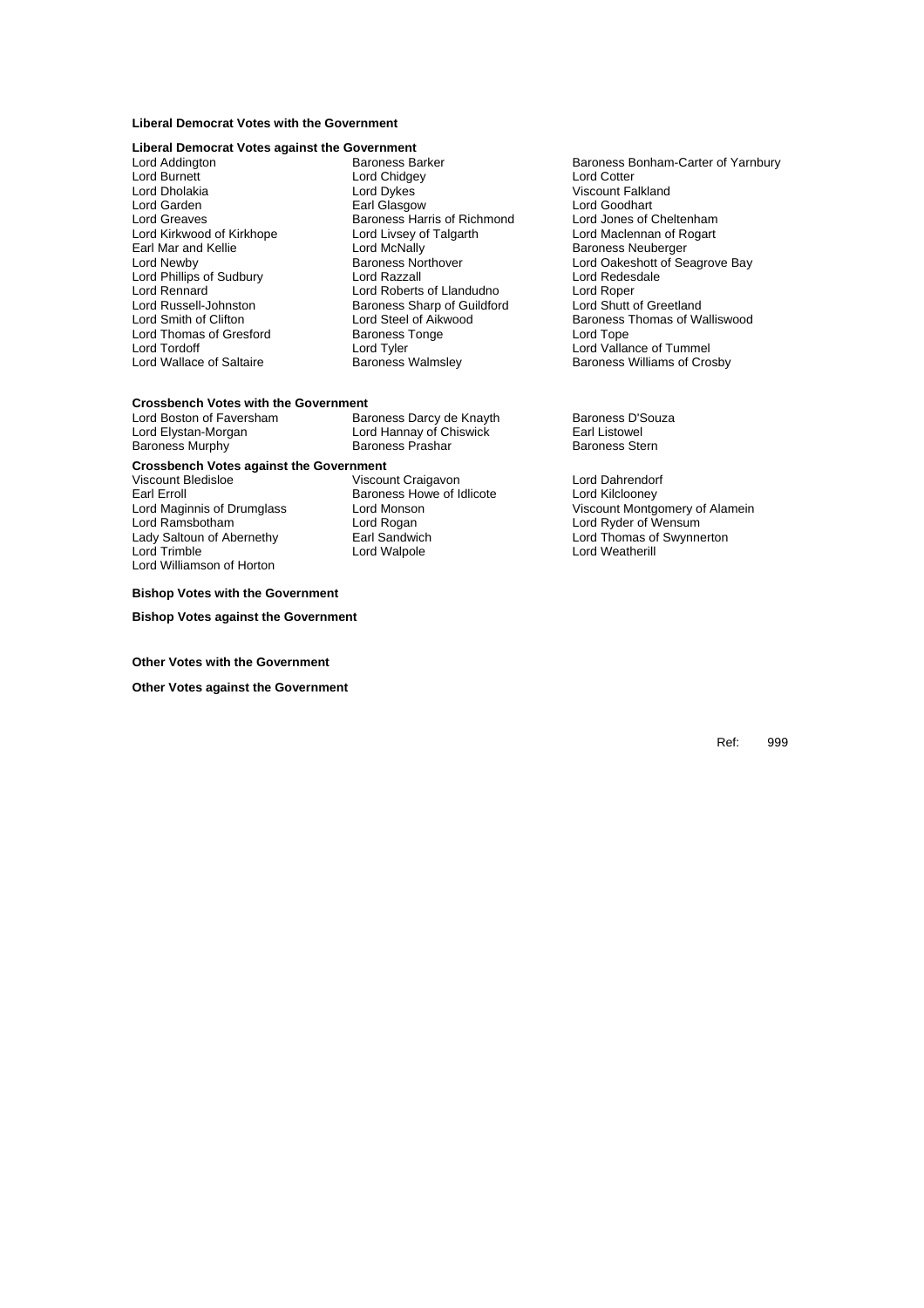**Liberal Democrat Votes with the Government**

**Liberal Democrat Votes against the Government**

| | | |
|---|---|---|
| Lord Addington | Baroness Barker | Baroness Bonham-Carter of Yarnbury |
| Lord Burnett | Lord Chidgey | Lord Cotter |
| Lord Dholakia | Lord Dykes | Viscount Falkland |
| Lord Garden | Earl Glasgow | Lord Goodhart |
| Lord Greaves | Baroness Harris of Richmond | Lord Jones of Cheltenham |
| Lord Kirkwood of Kirkhope | Lord Livsey of Talgarth | Lord Maclennan of Rogart |
| Earl Mar and Kellie | Lord McNally | Baroness Neuberger |
| Lord Newby | Baroness Northover | Lord Oakeshott of Seagrove Bay |
| Lord Phillips of Sudbury | Lord Razzall | Lord Redesdale |
| Lord Rennard | Lord Roberts of Llandudno | Lord Roper |
| Lord Russell-Johnston | Baroness Sharp of Guildford | Lord Shutt of Greetland |
| Lord Smith of Clifton | Lord Steel of Aikwood | Baroness Thomas of Walliswood |
| Lord Thomas of Gresford | Baroness Tonge | Lord Tope |
| Lord Tordoff | Lord Tyler | Lord Vallance of Tummel |
| Lord Wallace of Saltaire | Baroness Walmsley | Baroness Williams of Crosby |

**Crossbench Votes with the Government**

| | | |
|---|---|---|
| Lord Boston of Faversham | Baroness Darcy de Knayth | Baroness D'Souza |
| Lord Elystan-Morgan | Lord Hannay of Chiswick | Earl Listowel |
| Baroness Murphy | Baroness Prashar | Baroness Stern |

**Crossbench Votes against the Government**

| | | |
|---|---|---|
| Viscount Bledisloe | Viscount Craigavon | Lord Dahrendorf |
| Earl Erroll | Baroness Howe of Idlicote | Lord Kilclooney |
| Lord Maginnis of Drumglass | Lord Monson | Viscount Montgomery of Alamein |
| Lord Ramsbotham | Lord Rogan | Lord Ryder of Wensum |
| Lady Saltoun of Abernethy | Earl Sandwich | Lord Thomas of Swynnerton |
| Lord Trimble | Lord Walpole | Lord Weatherill |
| Lord Williamson of Horton | | |

**Bishop Votes with the Government**

**Bishop Votes against the Government**

**Other Votes with the Government**

**Other Votes against the Government**

Ref: 999